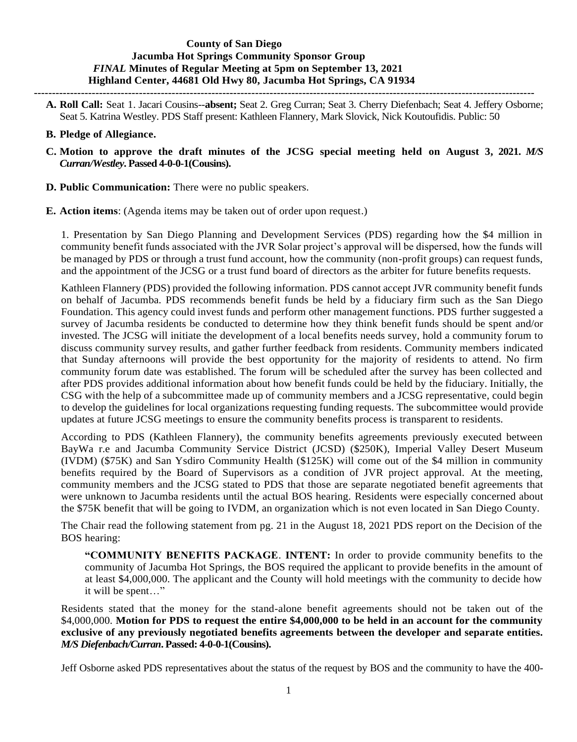**County of San Diego**
**Jacumba Hot Springs Community Sponsor Group**
***FINAL* Minutes of Regular Meeting at 5pm on September 13, 2021**
**Highland Center, 44681 Old Hwy 80, Jacumba Hot Springs, CA 91934**

---

**A. Roll Call:** Seat 1. Jacari Cousins--**absent;** Seat 2. Greg Curran; Seat 3. Cherry Diefenbach; Seat 4. Jeffery Osborne; Seat 5. Katrina Westley. PDS Staff present: Kathleen Flannery, Mark Slovick, Nick Koutoufidis. Public: 50

**B. Pledge of Allegiance.**

**C. Motion to approve the draft minutes of the JCSG special meeting held on August 3, 2021.** ***M/S Curran/Westley*****. Passed 4-0-0-1(Cousins).**

**D. Public Communication:** There were no public speakers.

**E. Action items**: (Agenda items may be taken out of order upon request.)

1. Presentation by San Diego Planning and Development Services (PDS) regarding how the $4 million in community benefit funds associated with the JVR Solar project's approval will be dispersed, how the funds will be managed by PDS or through a trust fund account, how the community (non-profit groups) can request funds, and the appointment of the JCSG or a trust fund board of directors as the arbiter for future benefits requests.

Kathleen Flannery (PDS) provided the following information. PDS cannot accept JVR community benefit funds on behalf of Jacumba. PDS recommends benefit funds be held by a fiduciary firm such as the San Diego Foundation. This agency could invest funds and perform other management functions. PDS further suggested a survey of Jacumba residents be conducted to determine how they think benefit funds should be spent and/or invested. The JCSG will initiate the development of a local benefits needs survey, hold a community forum to discuss community survey results, and gather further feedback from residents. Community members indicated that Sunday afternoons will provide the best opportunity for the majority of residents to attend. No firm community forum date was established. The forum will be scheduled after the survey has been collected and after PDS provides additional information about how benefit funds could be held by the fiduciary. Initially, the CSG with the help of a subcommittee made up of community members and a JCSG representative, could begin to develop the guidelines for local organizations requesting funding requests. The subcommittee would provide updates at future JCSG meetings to ensure the community benefits process is transparent to residents.

According to PDS (Kathleen Flannery), the community benefits agreements previously executed between BayWa r.e and Jacumba Community Service District (JCSD) ($250K), Imperial Valley Desert Museum (IVDM) ($75K) and San Ysdiro Community Health ($125K) will come out of the $4 million in community benefits required by the Board of Supervisors as a condition of JVR project approval. At the meeting, community members and the JCSG stated to PDS that those are separate negotiated benefit agreements that were unknown to Jacumba residents until the actual BOS hearing. Residents were especially concerned about the $75K benefit that will be going to IVDM, an organization which is not even located in San Diego County.

The Chair read the following statement from pg. 21 in the August 18, 2021 PDS report on the Decision of the BOS hearing:

> **"COMMUNITY BENEFITS PACKAGE**. **INTENT:** In order to provide community benefits to the community of Jacumba Hot Springs, the BOS required the applicant to provide benefits in the amount of at least $4,000,000. The applicant and the County will hold meetings with the community to decide how it will be spent…"

Residents stated that the money for the stand-alone benefit agreements should not be taken out of the $4,000,000. **Motion for PDS to request the entire $4,000,000 to be held in an account for the community exclusive of any previously negotiated benefits agreements between the developer and separate entities.** ***M/S Diefenbach/Curran*****. Passed: 4-0-0-1(Cousins).**

Jeff Osborne asked PDS representatives about the status of the request by BOS and the community to have the 400-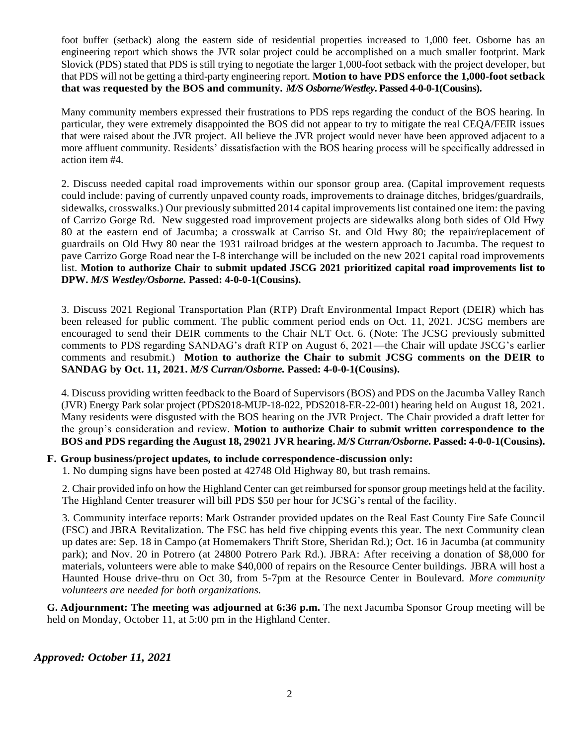foot buffer (setback) along the eastern side of residential properties increased to 1,000 feet. Osborne has an engineering report which shows the JVR solar project could be accomplished on a much smaller footprint. Mark Slovick (PDS) stated that PDS is still trying to negotiate the larger 1,000-foot setback with the project developer, but that PDS will not be getting a third-party engineering report. **Motion to have PDS enforce the 1,000-foot setback that was requested by the BOS and community.** ***M/S Osborne/Westley*****. Passed 4-0-0-1(Cousins).**

Many community members expressed their frustrations to PDS reps regarding the conduct of the BOS hearing. In particular, they were extremely disappointed the BOS did not appear to try to mitigate the real CEQA/FEIR issues that were raised about the JVR project. All believe the JVR project would never have been approved adjacent to a more affluent community. Residents' dissatisfaction with the BOS hearing process will be specifically addressed in action item #4.

2. Discuss needed capital road improvements within our sponsor group area. (Capital improvement requests could include: paving of currently unpaved county roads, improvements to drainage ditches, bridges/guardrails, sidewalks, crosswalks.) Our previously submitted 2014 capital improvements list contained one item: the paving of Carrizo Gorge Rd. New suggested road improvement projects are sidewalks along both sides of Old Hwy 80 at the eastern end of Jacumba; a crosswalk at Carriso St. and Old Hwy 80; the repair/replacement of guardrails on Old Hwy 80 near the 1931 railroad bridges at the western approach to Jacumba. The request to pave Carrizo Gorge Road near the I-8 interchange will be included on the new 2021 capital road improvements list. **Motion to authorize Chair to submit updated JSCG 2021 prioritized capital road improvements list to DPW.** ***M/S Westley/Osborne.*** **Passed: 4-0-0-1(Cousins).**

3. Discuss 2021 Regional Transportation Plan (RTP) Draft Environmental Impact Report (DEIR) which has been released for public comment. The public comment period ends on Oct. 11, 2021. JCSG members are encouraged to send their DEIR comments to the Chair NLT Oct. 6. (Note: The JCSG previously submitted comments to PDS regarding SANDAG's draft RTP on August 6, 2021—the Chair will update JSCG's earlier comments and resubmit.) **Motion to authorize the Chair to submit JCSG comments on the DEIR to SANDAG by Oct. 11, 2021.** ***M/S Curran/Osborne.*** **Passed: 4-0-0-1(Cousins).**

4. Discuss providing written feedback to the Board of Supervisors (BOS) and PDS on the Jacumba Valley Ranch (JVR) Energy Park solar project (PDS2018-MUP-18-022, PDS2018-ER-22-001) hearing held on August 18, 2021. Many residents were disgusted with the BOS hearing on the JVR Project. The Chair provided a draft letter for the group's consideration and review. **Motion to authorize Chair to submit written correspondence to the BOS and PDS regarding the August 18, 29021 JVR hearing.** ***M/S Curran/Osborne.*** **Passed: 4-0-0-1(Cousins).**

**F. Group business/project updates, to include correspondence-discussion only:**

1. No dumping signs have been posted at 42748 Old Highway 80, but trash remains.

2. Chair provided info on how the Highland Center can get reimbursed for sponsor group meetings held at the facility. The Highland Center treasurer will bill PDS $50 per hour for JCSG's rental of the facility.

3. Community interface reports: Mark Ostrander provided updates on the Real East County Fire Safe Council (FSC) and JBRA Revitalization. The FSC has held five chipping events this year. The next Community clean up dates are: Sep. 18 in Campo (at Homemakers Thrift Store, Sheridan Rd.); Oct. 16 in Jacumba (at community park); and Nov. 20 in Potrero (at 24800 Potrero Park Rd.). JBRA: After receiving a donation of $8,000 for materials, volunteers were able to make $40,000 of repairs on the Resource Center buildings. JBRA will host a Haunted House drive-thru on Oct 30, from 5-7pm at the Resource Center in Boulevard. *More community volunteers are needed for both organizations.*

**G. Adjournment: The meeting was adjourned at 6:36 p.m.** The next Jacumba Sponsor Group meeting will be held on Monday, October 11, at 5:00 pm in the Highland Center.

***Approved: October 11, 2021***